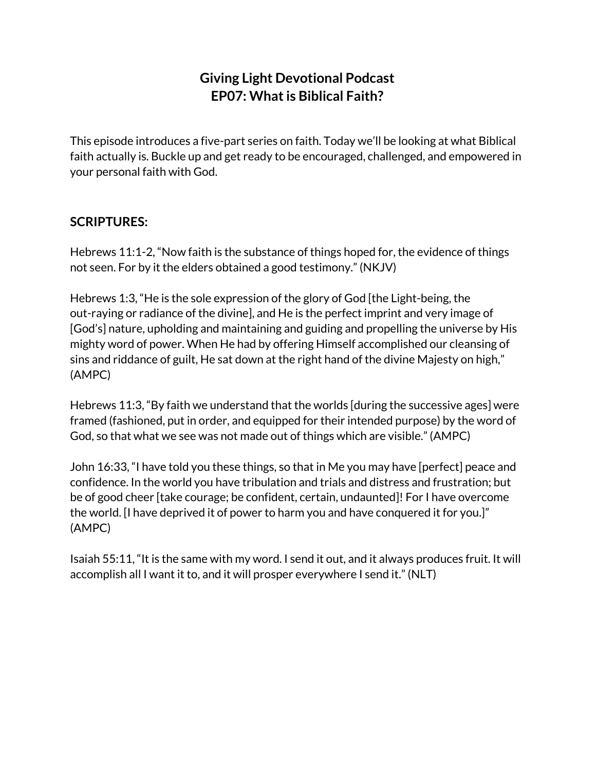# Giving Light Devotional Podcast
# EP07: What is Biblical Faith?

This episode introduces a five-part series on faith. Today we'll be looking at what Biblical faith actually is. Buckle up and get ready to be encouraged, challenged, and empowered in your personal faith with God.

## SCRIPTURES:

Hebrews 11:1-2, "Now faith is the substance of things hoped for, the evidence of things not seen. For by it the elders obtained a good testimony." (NKJV)

Hebrews 1:3, "He is the sole expression of the glory of God [the Light-being, the out-raying or radiance of the divine], and He is the perfect imprint and very image of [God's] nature, upholding and maintaining and guiding and propelling the universe by His mighty word of power. When He had by offering Himself accomplished our cleansing of sins and riddance of guilt, He sat down at the right hand of the divine Majesty on high," (AMPC)

Hebrews 11:3, "By faith we understand that the worlds [during the successive ages] were framed (fashioned, put in order, and equipped for their intended purpose) by the word of God, so that what we see was not made out of things which are visible." (AMPC)

John 16:33, "I have told you these things, so that in Me you may have [perfect] peace and confidence. In the world you have tribulation and trials and distress and frustration; but be of good cheer [take courage; be confident, certain, undaunted]! For I have overcome the world. [I have deprived it of power to harm you and have conquered it for you.]" (AMPC)

Isaiah 55:11, "It is the same with my word. I send it out, and it always produces fruit. It will accomplish all I want it to, and it will prosper everywhere I send it." (NLT)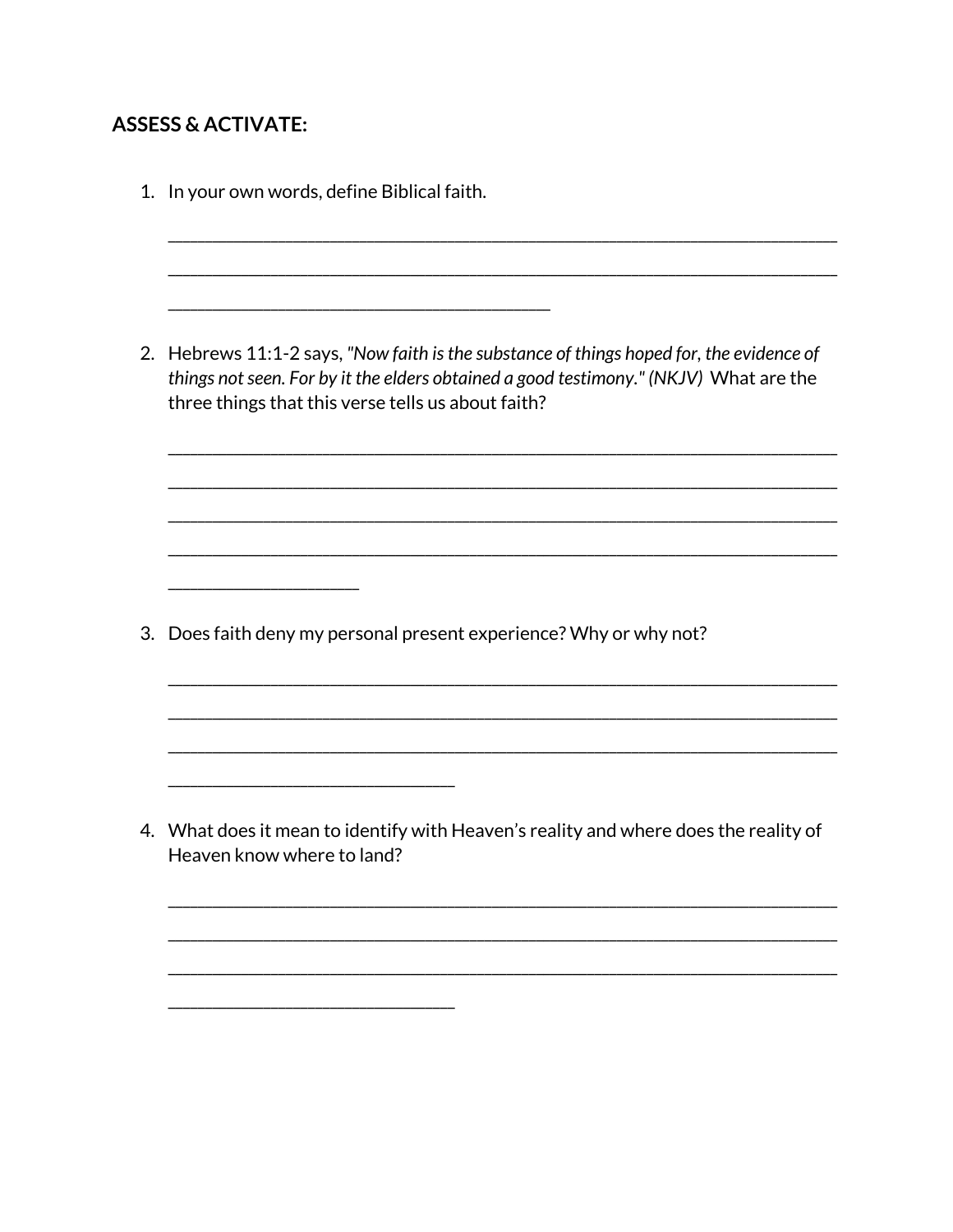**ASSESS & ACTIVATE:**

1. In your own words, define Biblical faith.

   ___________________________________________________________________________
   ___________________________________________________________________________
   ___________________________________________

2. Hebrews 11:1-2 says, *"Now faith is the substance of things hoped for, the evidence of things not seen. For by it the elders obtained a good testimony." (NKJV)* What are the three things that this verse tells us about faith?

   ___________________________________________________________________________
   ___________________________________________________________________________
   ___________________________________________________________________________
   ___________________________________________________________________________
   ______________________

3. Does faith deny my personal present experience? Why or why not?

   ___________________________________________________________________________
   ___________________________________________________________________________
   ___________________________________________________________________________
   ________________________________

4. What does it mean to identify with Heaven's reality and where does the reality of Heaven know where to land?

   ___________________________________________________________________________
   ___________________________________________________________________________
   ___________________________________________________________________________
   ________________________________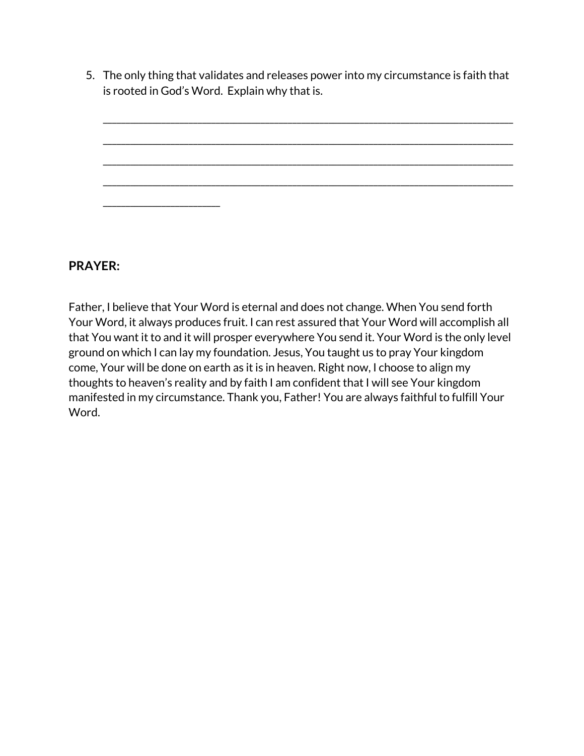5. The only thing that validates and releases power into my circumstance is faith that is rooted in God's Word. Explain why that is.

   ___________________________________________________________________________

   ___________________________________________________________________________

   ___________________________________________________________________________

   ___________________________________________________________________________

   _____________________

**PRAYER:**

Father, I believe that Your Word is eternal and does not change. When You send forth Your Word, it always produces fruit. I can rest assured that Your Word will accomplish all that You want it to and it will prosper everywhere You send it. Your Word is the only level ground on which I can lay my foundation. Jesus, You taught us to pray Your kingdom come, Your will be done on earth as it is in heaven. Right now, I choose to align my thoughts to heaven's reality and by faith I am confident that I will see Your kingdom manifested in my circumstance. Thank you, Father! You are always faithful to fulfill Your Word.